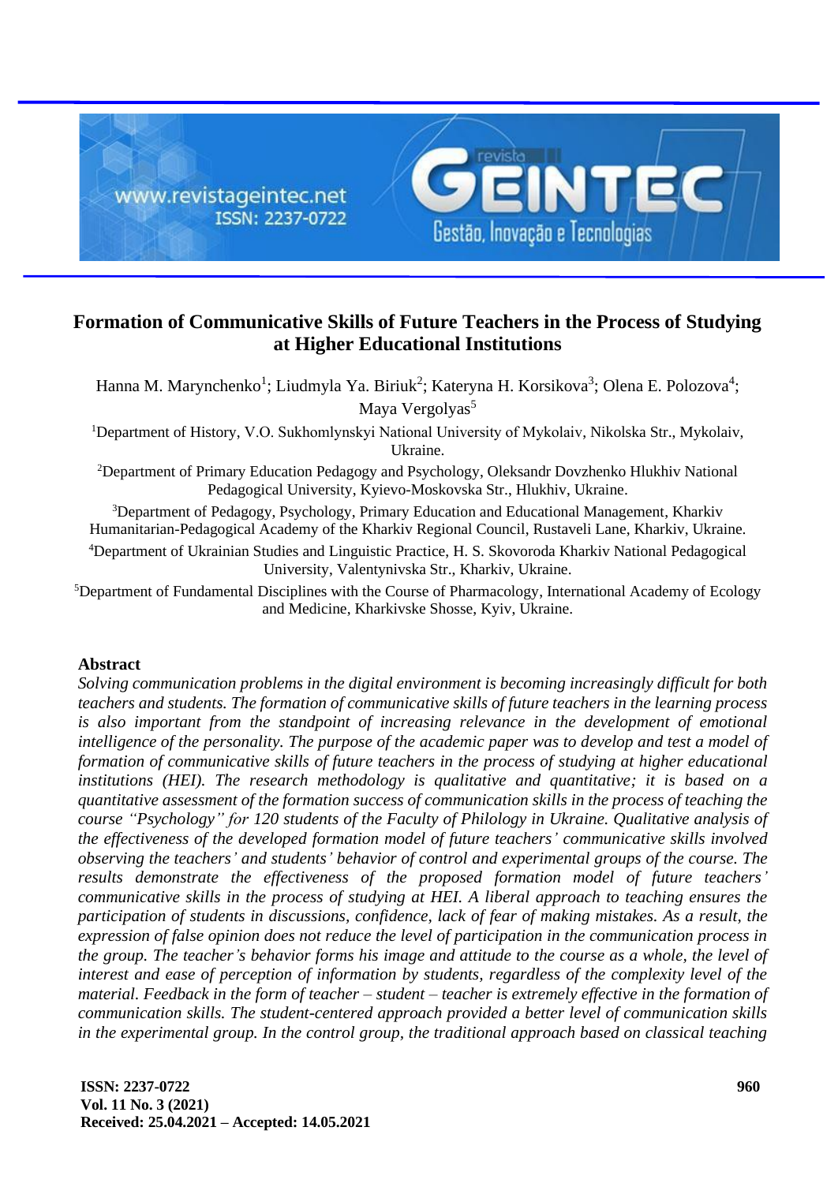# Formation of Communicative Skills of Future Teachers in the Process of Studying at Higher Educational Institutions

Hanna M. Marynchenko[1]; Liudmyla Ya. Biriuk[2]; Kateryna H. Korsikova[3]; Olena E. Polozova[4]; Maya Vergolyas[5]

[1]Department of History, V.O. Sukhomlynskyi National University of Mykolaiv, Nikolska Str., Mykolaiv, Ukraine.

[2]Department of Primary Education Pedagogy and Psychology, Oleksandr Dovzhenko Hlukhiv National Pedagogical University, Kyievo-Moskovska Str., Hlukhiv, Ukraine.

[3]Department of Pedagogy, Psychology, Primary Education and Educational Management, Kharkiv Humanitarian-Pedagogical Academy of the Kharkiv Regional Council, Rustaveli Lane, Kharkiv, Ukraine.

[4]Department of Ukrainian Studies and Linguistic Practice, H. S. Skovoroda Kharkiv National Pedagogical University, Valentynivska Str., Kharkiv, Ukraine.

[5]Department of Fundamental Disciplines with the Course of Pharmacology, International Academy of Ecology and Medicine, Kharkivske Shosse, Kyiv, Ukraine.

## Abstract

*Solving communication problems in the digital environment is becoming increasingly difficult for both teachers and students. The formation of communicative skills of future teachers in the learning process is also important from the standpoint of increasing relevance in the development of emotional intelligence of the personality. The purpose of the academic paper was to develop and test a model of formation of communicative skills of future teachers in the process of studying at higher educational institutions (HEI). The research methodology is qualitative and quantitative; it is based on a quantitative assessment of the formation success of communication skills in the process of teaching the course "Psychology" for 120 students of the Faculty of Philology in Ukraine. Qualitative analysis of the effectiveness of the developed formation model of future teachers' communicative skills involved observing the teachers' and students' behavior of control and experimental groups of the course. The results demonstrate the effectiveness of the proposed formation model of future teachers' communicative skills in the process of studying at HEI. A liberal approach to teaching ensures the participation of students in discussions, confidence, lack of fear of making mistakes. As a result, the expression of false opinion does not reduce the level of participation in the communication process in the group. The teacher's behavior forms his image and attitude to the course as a whole, the level of interest and ease of perception of information by students, regardless of the complexity level of the material. Feedback in the form of teacher – student – teacher is extremely effective in the formation of communication skills. The student-centered approach provided a better level of communication skills in the experimental group. In the control group, the traditional approach based on classical teaching*

Received: 25.04.2021 – Accepted: 14.05.2021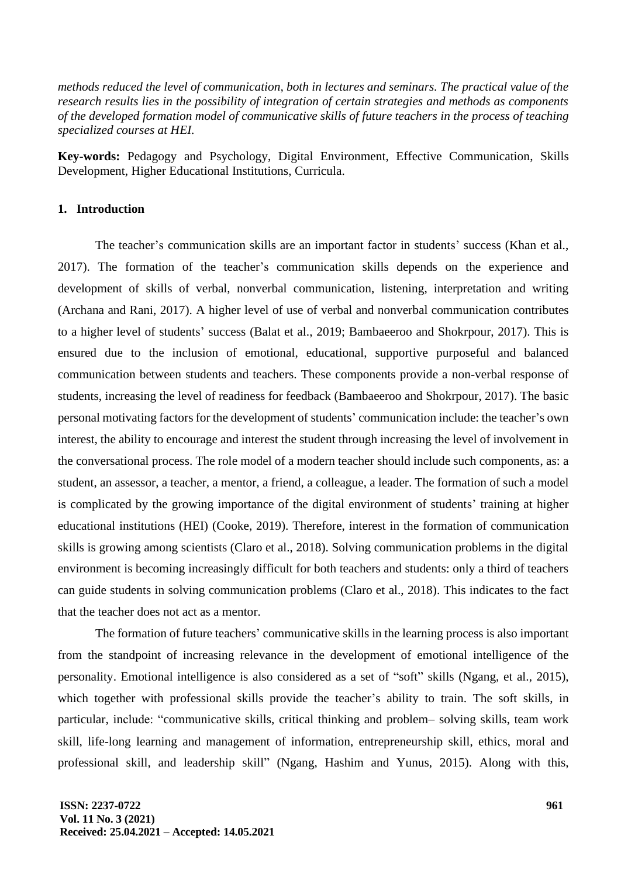*methods reduced the level of communication, both in lectures and seminars. The practical value of the research results lies in the possibility of integration of certain strategies and methods as components of the developed formation model of communicative skills of future teachers in the process of teaching specialized courses at HEI.*

**Key-words:** Pedagogy and Psychology, Digital Environment, Effective Communication, Skills Development, Higher Educational Institutions, Curricula.

## 1. Introduction

The teacher's communication skills are an important factor in students' success (Khan et al., 2017). The formation of the teacher's communication skills depends on the experience and development of skills of verbal, nonverbal communication, listening, interpretation and writing (Archana and Rani, 2017). A higher level of use of verbal and nonverbal communication contributes to a higher level of students' success (Balat et al., 2019; Bambaeeroo and Shokrpour, 2017). This is ensured due to the inclusion of emotional, educational, supportive purposeful and balanced communication between students and teachers. These components provide a non-verbal response of students, increasing the level of readiness for feedback (Bambaeeroo and Shokrpour, 2017). The basic personal motivating factors for the development of students' communication include: the teacher's own interest, the ability to encourage and interest the student through increasing the level of involvement in the conversational process. The role model of a modern teacher should include such components, as: a student, an assessor, a teacher, a mentor, a friend, a colleague, a leader. The formation of such a model is complicated by the growing importance of the digital environment of students' training at higher educational institutions (HEI) (Cooke, 2019). Therefore, interest in the formation of communication skills is growing among scientists (Claro et al., 2018). Solving communication problems in the digital environment is becoming increasingly difficult for both teachers and students: only a third of teachers can guide students in solving communication problems (Claro et al., 2018). This indicates to the fact that the teacher does not act as a mentor.

The formation of future teachers' communicative skills in the learning process is also important from the standpoint of increasing relevance in the development of emotional intelligence of the personality. Emotional intelligence is also considered as a set of "soft" skills (Ngang, et al., 2015), which together with professional skills provide the teacher's ability to train. The soft skills, in particular, include: "communicative skills, critical thinking and problem– solving skills, team work skill, life-long learning and management of information, entrepreneurship skill, ethics, moral and professional skill, and leadership skill" (Ngang, Hashim and Yunus, 2015). Along with this,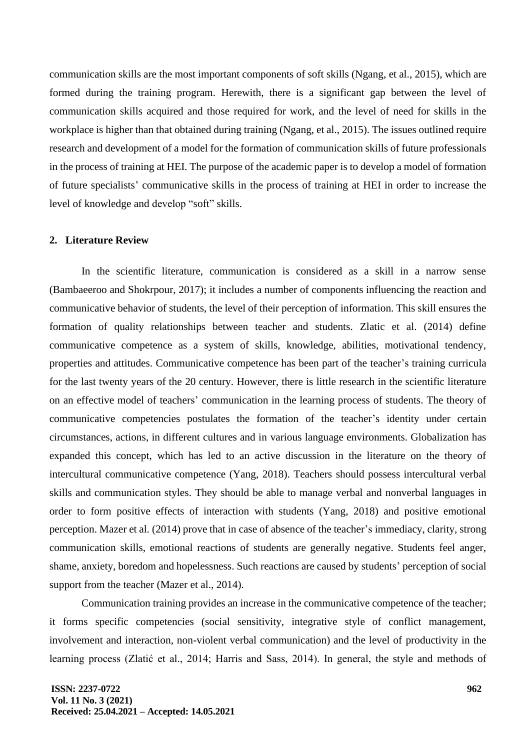communication skills are the most important components of soft skills (Ngang, et al., 2015), which are formed during the training program. Herewith, there is a significant gap between the level of communication skills acquired and those required for work, and the level of need for skills in the workplace is higher than that obtained during training (Ngang, et al., 2015). The issues outlined require research and development of a model for the formation of communication skills of future professionals in the process of training at HEI. The purpose of the academic paper is to develop a model of formation of future specialists' communicative skills in the process of training at HEI in order to increase the level of knowledge and develop "soft" skills.

## 2. Literature Review

In the scientific literature, communication is considered as a skill in a narrow sense (Bambaeeroo and Shokrpour, 2017); it includes a number of components influencing the reaction and communicative behavior of students, the level of their perception of information. This skill ensures the formation of quality relationships between teacher and students. Zlatic et al. (2014) define communicative competence as a system of skills, knowledge, abilities, motivational tendency, properties and attitudes. Communicative competence has been part of the teacher's training curricula for the last twenty years of the 20 century. However, there is little research in the scientific literature on an effective model of teachers' communication in the learning process of students. The theory of communicative competencies postulates the formation of the teacher's identity under certain circumstances, actions, in different cultures and in various language environments. Globalization has expanded this concept, which has led to an active discussion in the literature on the theory of intercultural communicative competence (Yang, 2018). Teachers should possess intercultural verbal skills and communication styles. They should be able to manage verbal and nonverbal languages in order to form positive effects of interaction with students (Yang, 2018) and positive emotional perception. Mazer et al. (2014) prove that in case of absence of the teacher's immediacy, clarity, strong communication skills, emotional reactions of students are generally negative. Students feel anger, shame, anxiety, boredom and hopelessness. Such reactions are caused by students' perception of social support from the teacher (Mazer et al., 2014).

Communication training provides an increase in the communicative competence of the teacher; it forms specific competencies (social sensitivity, integrative style of conflict management, involvement and interaction, non-violent verbal communication) and the level of productivity in the learning process (Zlatić et al., 2014; Harris and Sass, 2014). In general, the style and methods of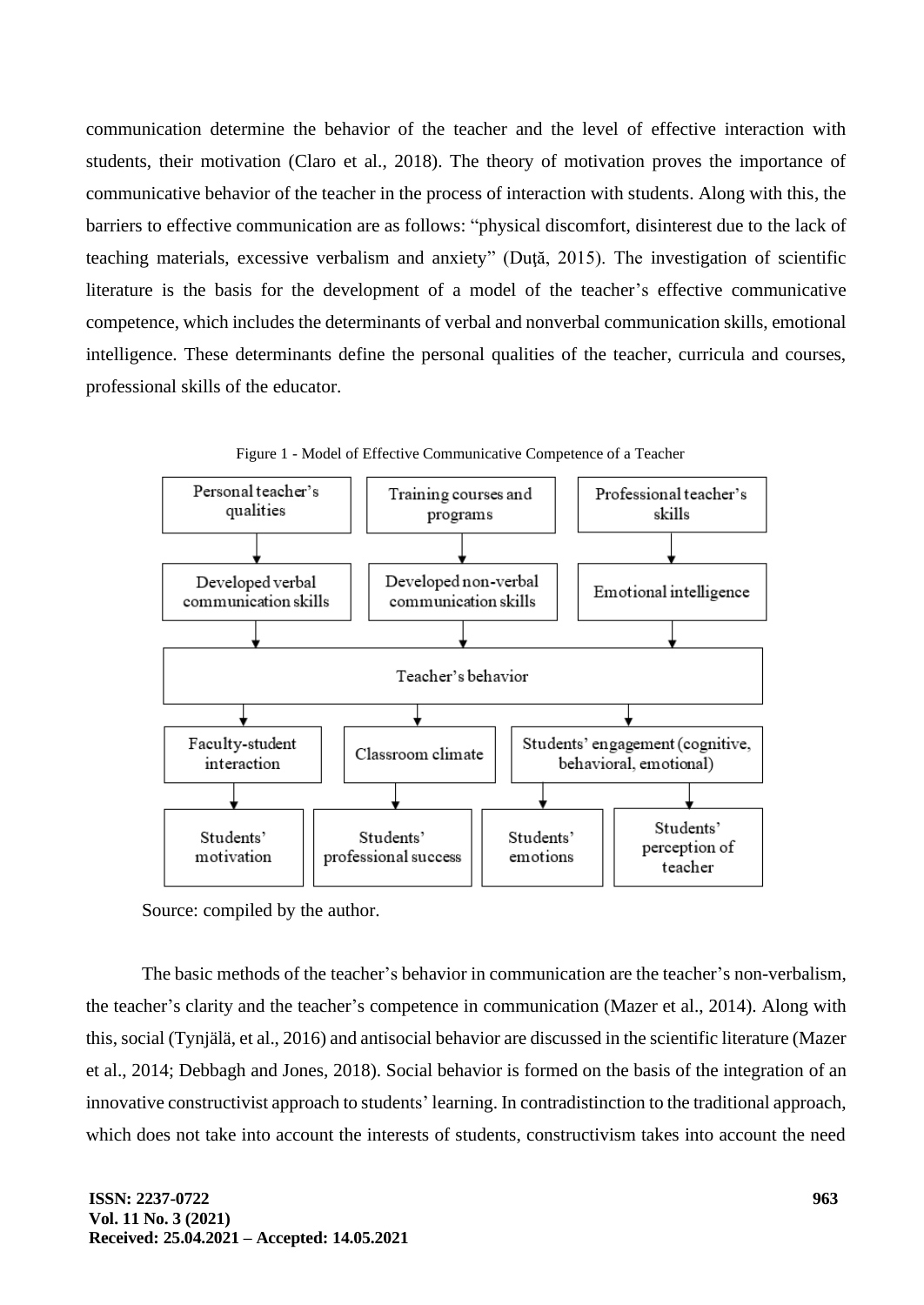communication determine the behavior of the teacher and the level of effective interaction with students, their motivation (Claro et al., 2018). The theory of motivation proves the importance of communicative behavior of the teacher in the process of interaction with students. Along with this, the barriers to effective communication are as follows: "physical discomfort, disinterest due to the lack of teaching materials, excessive verbalism and anxiety" (Duţă, 2015). The investigation of scientific literature is the basis for the development of a model of the teacher's effective communicative competence, which includes the determinants of verbal and nonverbal communication skills, emotional intelligence. These determinants define the personal qualities of the teacher, curricula and courses, professional skills of the educator.

Figure 1 - Model of Effective Communicative Competence of a Teacher

Personal teacher's qualities → Developed verbal communication skills

Training courses and programs → Developed non-verbal communication skills

Professional teacher's skills → Emotional intelligence

Developed verbal communication skills, Developed non-verbal communication skills, Emotional intelligence → Teacher's behavior

Teacher's behavior → Faculty-student interaction; Classroom climate; Students' engagement (cognitive, behavioral, emotional)

Faculty-student interaction → Students' motivation

Classroom climate → Students' professional success

Students' engagement (cognitive, behavioral, emotional) → Students' emotions; Students' perception of teacher

Source: compiled by the author.

The basic methods of the teacher's behavior in communication are the teacher's non-verbalism, the teacher's clarity and the teacher's competence in communication (Mazer et al., 2014). Along with this, social (Tynjälä, et al., 2016) and antisocial behavior are discussed in the scientific literature (Mazer et al., 2014; Debbagh and Jones, 2018). Social behavior is formed on the basis of the integration of an innovative constructivist approach to students' learning. In contradistinction to the traditional approach, which does not take into account the interests of students, constructivism takes into account the need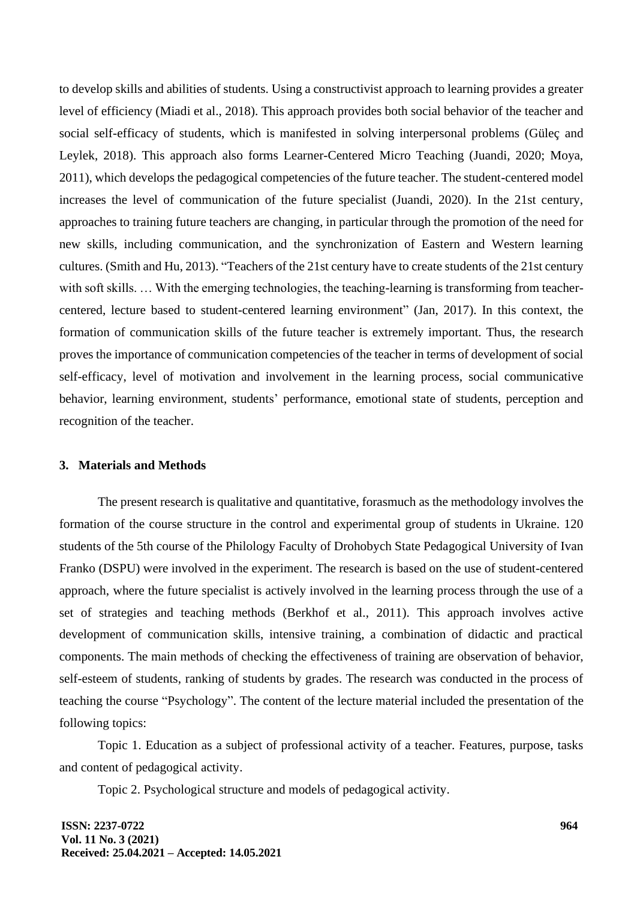to develop skills and abilities of students. Using a constructivist approach to learning provides a greater level of efficiency (Miadi et al., 2018). This approach provides both social behavior of the teacher and social self-efficacy of students, which is manifested in solving interpersonal problems (Güleç and Leylek, 2018). This approach also forms Learner-Centered Micro Teaching (Juandi, 2020; Moya, 2011), which develops the pedagogical competencies of the future teacher. The student-centered model increases the level of communication of the future specialist (Juandi, 2020). In the 21st century, approaches to training future teachers are changing, in particular through the promotion of the need for new skills, including communication, and the synchronization of Eastern and Western learning cultures. (Smith and Hu, 2013). "Teachers of the 21st century have to create students of the 21st century with soft skills. … With the emerging technologies, the teaching-learning is transforming from teacher-centered, lecture based to student-centered learning environment" (Jan, 2017). In this context, the formation of communication skills of the future teacher is extremely important. Thus, the research proves the importance of communication competencies of the teacher in terms of development of social self-efficacy, level of motivation and involvement in the learning process, social communicative behavior, learning environment, students' performance, emotional state of students, perception and recognition of the teacher.

## 3. Materials and Methods

The present research is qualitative and quantitative, forasmuch as the methodology involves the formation of the course structure in the control and experimental group of students in Ukraine. 120 students of the 5th course of the Philology Faculty of Drohobych State Pedagogical University of Ivan Franko (DSPU) were involved in the experiment. The research is based on the use of student-centered approach, where the future specialist is actively involved in the learning process through the use of a set of strategies and teaching methods (Berkhof et al., 2011). This approach involves active development of communication skills, intensive training, a combination of didactic and practical components. The main methods of checking the effectiveness of training are observation of behavior, self-esteem of students, ranking of students by grades. The research was conducted in the process of teaching the course "Psychology". The content of the lecture material included the presentation of the following topics:

Topic 1. Education as a subject of professional activity of a teacher. Features, purpose, tasks and content of pedagogical activity.

Topic 2. Psychological structure and models of pedagogical activity.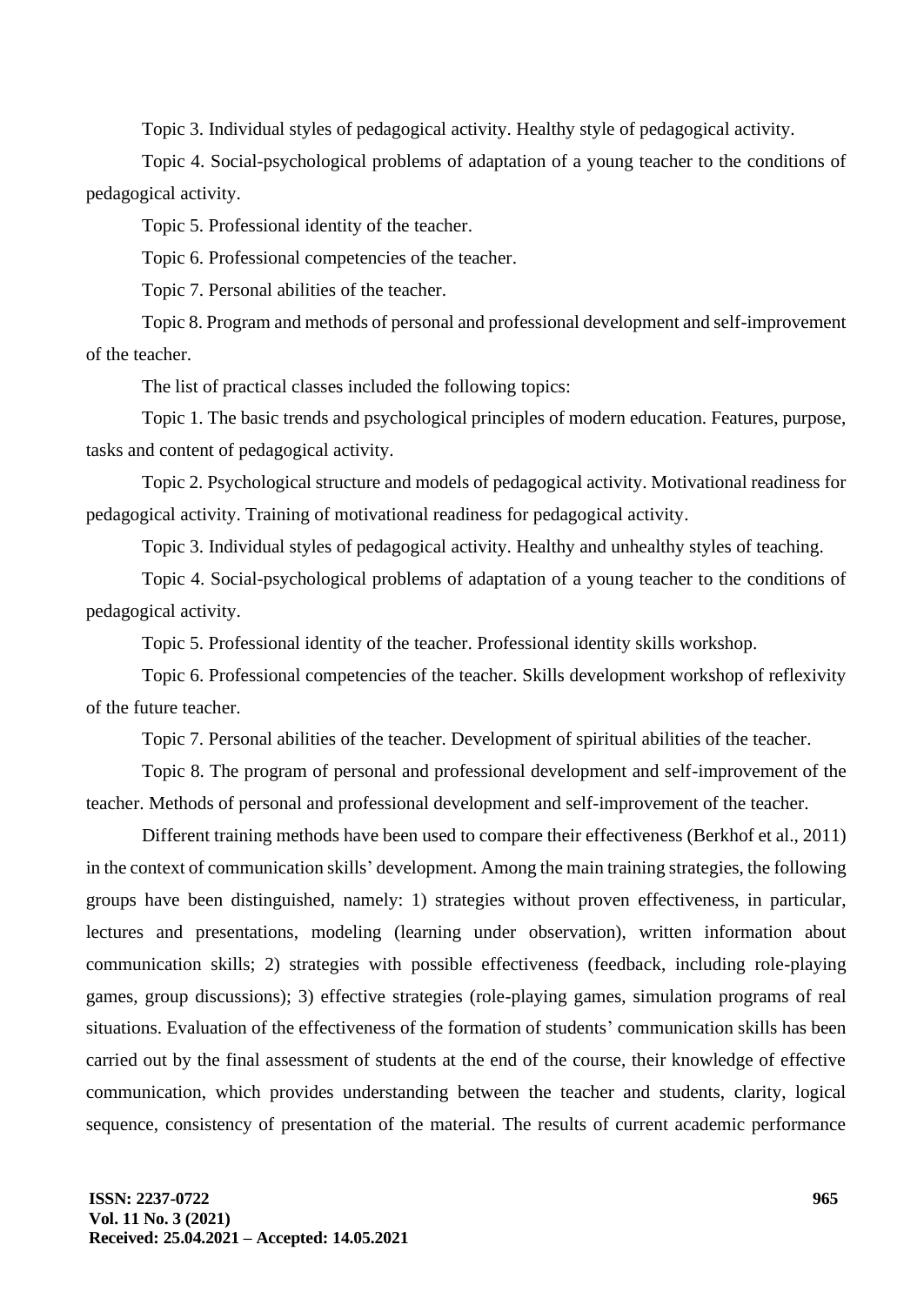Topic 3. Individual styles of pedagogical activity. Healthy style of pedagogical activity.

Topic 4. Social-psychological problems of adaptation of a young teacher to the conditions of pedagogical activity.

Topic 5. Professional identity of the teacher.

Topic 6. Professional competencies of the teacher.

Topic 7. Personal abilities of the teacher.

Topic 8. Program and methods of personal and professional development and self-improvement of the teacher.

The list of practical classes included the following topics:

Topic 1. The basic trends and psychological principles of modern education. Features, purpose, tasks and content of pedagogical activity.

Topic 2. Psychological structure and models of pedagogical activity. Motivational readiness for pedagogical activity. Training of motivational readiness for pedagogical activity.

Topic 3. Individual styles of pedagogical activity. Healthy and unhealthy styles of teaching.

Topic 4. Social-psychological problems of adaptation of a young teacher to the conditions of pedagogical activity.

Topic 5. Professional identity of the teacher. Professional identity skills workshop.

Topic 6. Professional competencies of the teacher. Skills development workshop of reflexivity of the future teacher.

Topic 7. Personal abilities of the teacher. Development of spiritual abilities of the teacher.

Topic 8. The program of personal and professional development and self-improvement of the teacher. Methods of personal and professional development and self-improvement of the teacher.

Different training methods have been used to compare their effectiveness (Berkhof et al., 2011) in the context of communication skills' development. Among the main training strategies, the following groups have been distinguished, namely: 1) strategies without proven effectiveness, in particular, lectures and presentations, modeling (learning under observation), written information about communication skills; 2) strategies with possible effectiveness (feedback, including role-playing games, group discussions); 3) effective strategies (role-playing games, simulation programs of real situations. Evaluation of the effectiveness of the formation of students' communication skills has been carried out by the final assessment of students at the end of the course, their knowledge of effective communication, which provides understanding between the teacher and students, clarity, logical sequence, consistency of presentation of the material. The results of current academic performance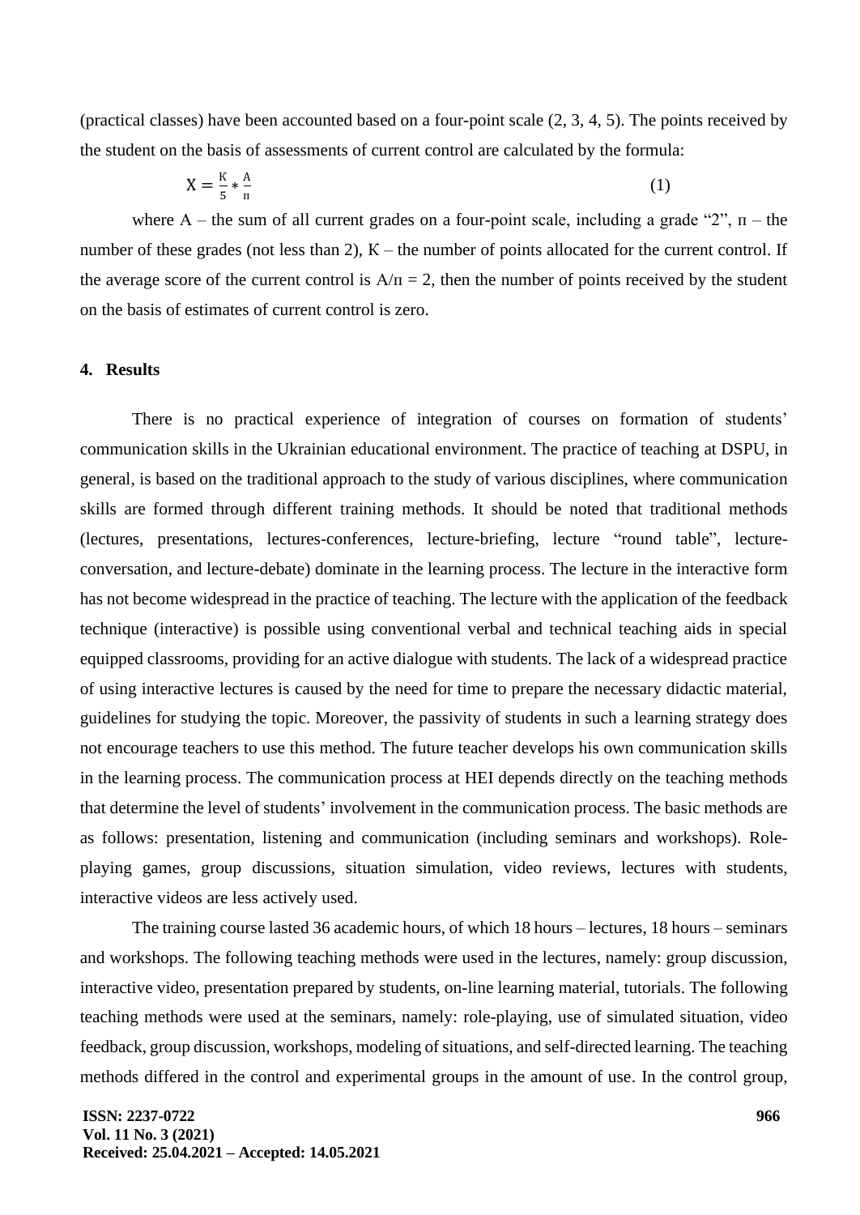(practical classes) have been accounted based on a four-point scale (2, 3, 4, 5). The points received by the student on the basis of assessments of current control are calculated by the formula:

$$\text{Х} = \frac{\text{К}}{5} * \frac{\text{А}}{\text{п}} \tag{1}$$

where А – the sum of all current grades on a four-point scale, including a grade "2", п – the number of these grades (not less than 2), К – the number of points allocated for the current control. If the average score of the current control is $\text{А}/\text{п} = 2$, then the number of points received by the student on the basis of estimates of current control is zero.

## 4. Results

There is no practical experience of integration of courses on formation of students' communication skills in the Ukrainian educational environment. The practice of teaching at DSPU, in general, is based on the traditional approach to the study of various disciplines, where communication skills are formed through different training methods. It should be noted that traditional methods (lectures, presentations, lectures-conferences, lecture-briefing, lecture "round table", lecture-conversation, and lecture-debate) dominate in the learning process. The lecture in the interactive form has not become widespread in the practice of teaching. The lecture with the application of the feedback technique (interactive) is possible using conventional verbal and technical teaching aids in special equipped classrooms, providing for an active dialogue with students. The lack of a widespread practice of using interactive lectures is caused by the need for time to prepare the necessary didactic material, guidelines for studying the topic. Moreover, the passivity of students in such a learning strategy does not encourage teachers to use this method. The future teacher develops his own communication skills in the learning process. The communication process at HEI depends directly on the teaching methods that determine the level of students' involvement in the communication process. The basic methods are as follows: presentation, listening and communication (including seminars and workshops). Role-playing games, group discussions, situation simulation, video reviews, lectures with students, interactive videos are less actively used.

The training course lasted 36 academic hours, of which 18 hours – lectures, 18 hours – seminars and workshops. The following teaching methods were used in the lectures, namely: group discussion, interactive video, presentation prepared by students, on-line learning material, tutorials. The following teaching methods were used at the seminars, namely: role-playing, use of simulated situation, video feedback, group discussion, workshops, modeling of situations, and self-directed learning. The teaching methods differed in the control and experimental groups in the amount of use. In the control group,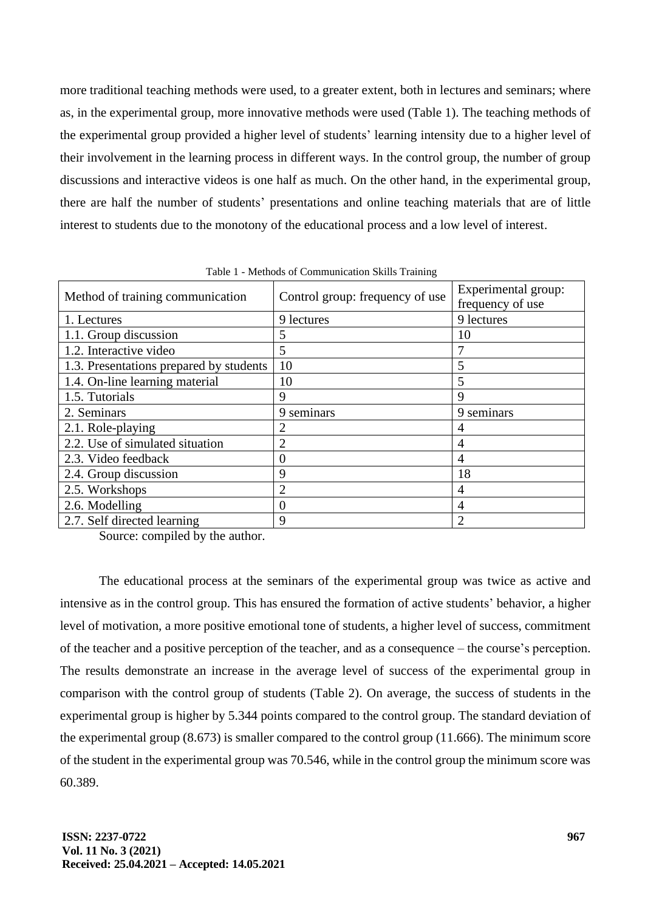more traditional teaching methods were used, to a greater extent, both in lectures and seminars; where as, in the experimental group, more innovative methods were used (Table 1). The teaching methods of the experimental group provided a higher level of students' learning intensity due to a higher level of their involvement in the learning process in different ways. In the control group, the number of group discussions and interactive videos is one half as much. On the other hand, in the experimental group, there are half the number of students' presentations and online teaching materials that are of little interest to students due to the monotony of the educational process and a low level of interest.

Table 1 - Methods of Communication Skills Training

| Method of training communication | Control group: frequency of use | Experimental group: frequency of use |
|---|---|---|
| 1. Lectures | 9 lectures | 9 lectures |
| 1.1. Group discussion | 5 | 10 |
| 1.2. Interactive video | 5 | 7 |
| 1.3. Presentations prepared by students | 10 | 5 |
| 1.4. On-line learning material | 10 | 5 |
| 1.5. Tutorials | 9 | 9 |
| 2. Seminars | 9 seminars | 9 seminars |
| 2.1. Role-playing | 2 | 4 |
| 2.2. Use of simulated situation | 2 | 4 |
| 2.3. Video feedback | 0 | 4 |
| 2.4. Group discussion | 9 | 18 |
| 2.5. Workshops | 2 | 4 |
| 2.6. Modelling | 0 | 4 |
| 2.7. Self directed learning | 9 | 2 |

Source: compiled by the author.

The educational process at the seminars of the experimental group was twice as active and intensive as in the control group. This has ensured the formation of active students' behavior, a higher level of motivation, a more positive emotional tone of students, a higher level of success, commitment of the teacher and a positive perception of the teacher, and as a consequence – the course's perception. The results demonstrate an increase in the average level of success of the experimental group in comparison with the control group of students (Table 2). On average, the success of students in the experimental group is higher by 5.344 points compared to the control group. The standard deviation of the experimental group (8.673) is smaller compared to the control group (11.666). The minimum score of the student in the experimental group was 70.546, while in the control group the minimum score was 60.389.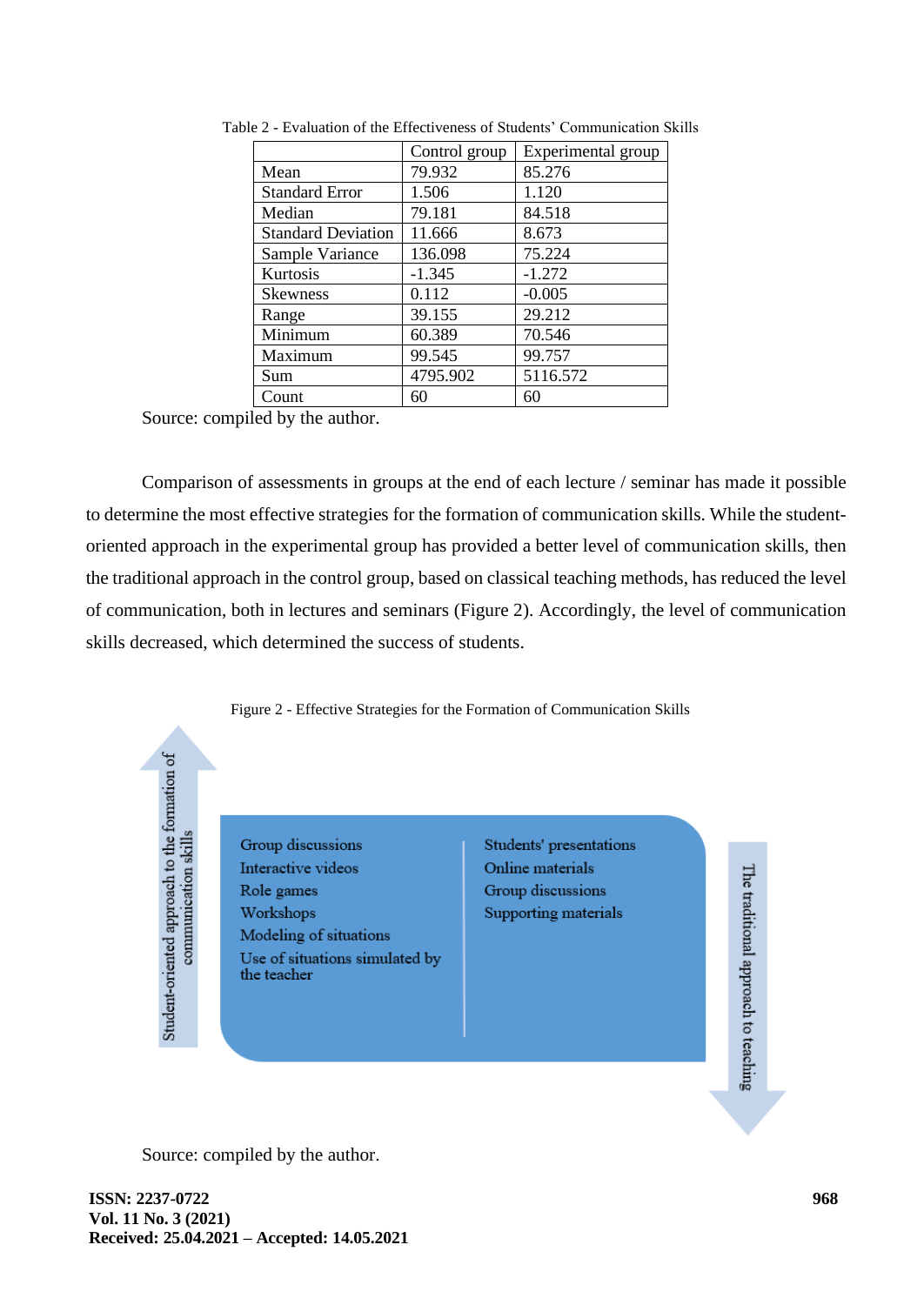Table 2 - Evaluation of the Effectiveness of Students' Communication Skills

| | Control group | Experimental group |
|---|---|---|
| Mean | 79.932 | 85.276 |
| Standard Error | 1.506 | 1.120 |
| Median | 79.181 | 84.518 |
| Standard Deviation | 11.666 | 8.673 |
| Sample Variance | 136.098 | 75.224 |
| Kurtosis | -1.345 | -1.272 |
| Skewness | 0.112 | -0.005 |
| Range | 39.155 | 29.212 |
| Minimum | 60.389 | 70.546 |
| Maximum | 99.545 | 99.757 |
| Sum | 4795.902 | 5116.572 |
| Count | 60 | 60 |

Source: compiled by the author.

Comparison of assessments in groups at the end of each lecture / seminar has made it possible to determine the most effective strategies for the formation of communication skills. While the student-oriented approach in the experimental group has provided a better level of communication skills, then the traditional approach in the control group, based on classical teaching methods, has reduced the level of communication, both in lectures and seminars (Figure 2). Accordingly, the level of communication skills decreased, which determined the success of students.

Figure 2 - Effective Strategies for the Formation of Communication Skills

Student-oriented approach to the formation of communication skills:
- Group discussions
- Interactive videos
- Role games
- Workshops
- Modeling of situations
- Use of situations simulated by the teacher

The traditional approach to teaching:
- Students' presentations
- Online materials
- Group discussions
- Supporting materials

Source: compiled by the author.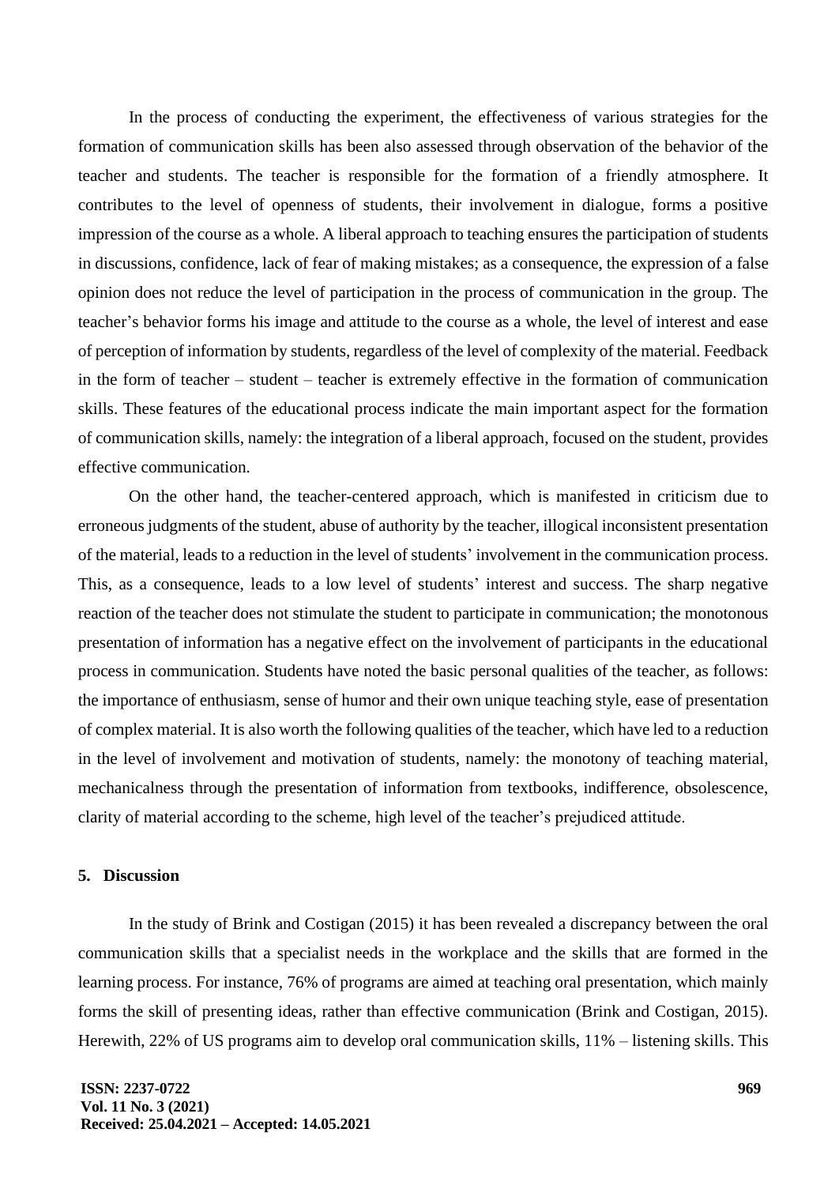In the process of conducting the experiment, the effectiveness of various strategies for the formation of communication skills has been also assessed through observation of the behavior of the teacher and students. The teacher is responsible for the formation of a friendly atmosphere. It contributes to the level of openness of students, their involvement in dialogue, forms a positive impression of the course as a whole. A liberal approach to teaching ensures the participation of students in discussions, confidence, lack of fear of making mistakes; as a consequence, the expression of a false opinion does not reduce the level of participation in the process of communication in the group. The teacher's behavior forms his image and attitude to the course as a whole, the level of interest and ease of perception of information by students, regardless of the level of complexity of the material. Feedback in the form of teacher – student – teacher is extremely effective in the formation of communication skills. These features of the educational process indicate the main important aspect for the formation of communication skills, namely: the integration of a liberal approach, focused on the student, provides effective communication.

On the other hand, the teacher-centered approach, which is manifested in criticism due to erroneous judgments of the student, abuse of authority by the teacher, illogical inconsistent presentation of the material, leads to a reduction in the level of students' involvement in the communication process. This, as a consequence, leads to a low level of students' interest and success. The sharp negative reaction of the teacher does not stimulate the student to participate in communication; the monotonous presentation of information has a negative effect on the involvement of participants in the educational process in communication. Students have noted the basic personal qualities of the teacher, as follows: the importance of enthusiasm, sense of humor and their own unique teaching style, ease of presentation of complex material. It is also worth the following qualities of the teacher, which have led to a reduction in the level of involvement and motivation of students, namely: the monotony of teaching material, mechanicalness through the presentation of information from textbooks, indifference, obsolescence, clarity of material according to the scheme, high level of the teacher's prejudiced attitude.

## 5. Discussion

In the study of Brink and Costigan (2015) it has been revealed a discrepancy between the oral communication skills that a specialist needs in the workplace and the skills that are formed in the learning process. For instance, 76% of programs are aimed at teaching oral presentation, which mainly forms the skill of presenting ideas, rather than effective communication (Brink and Costigan, 2015). Herewith, 22% of US programs aim to develop oral communication skills, 11% – listening skills. This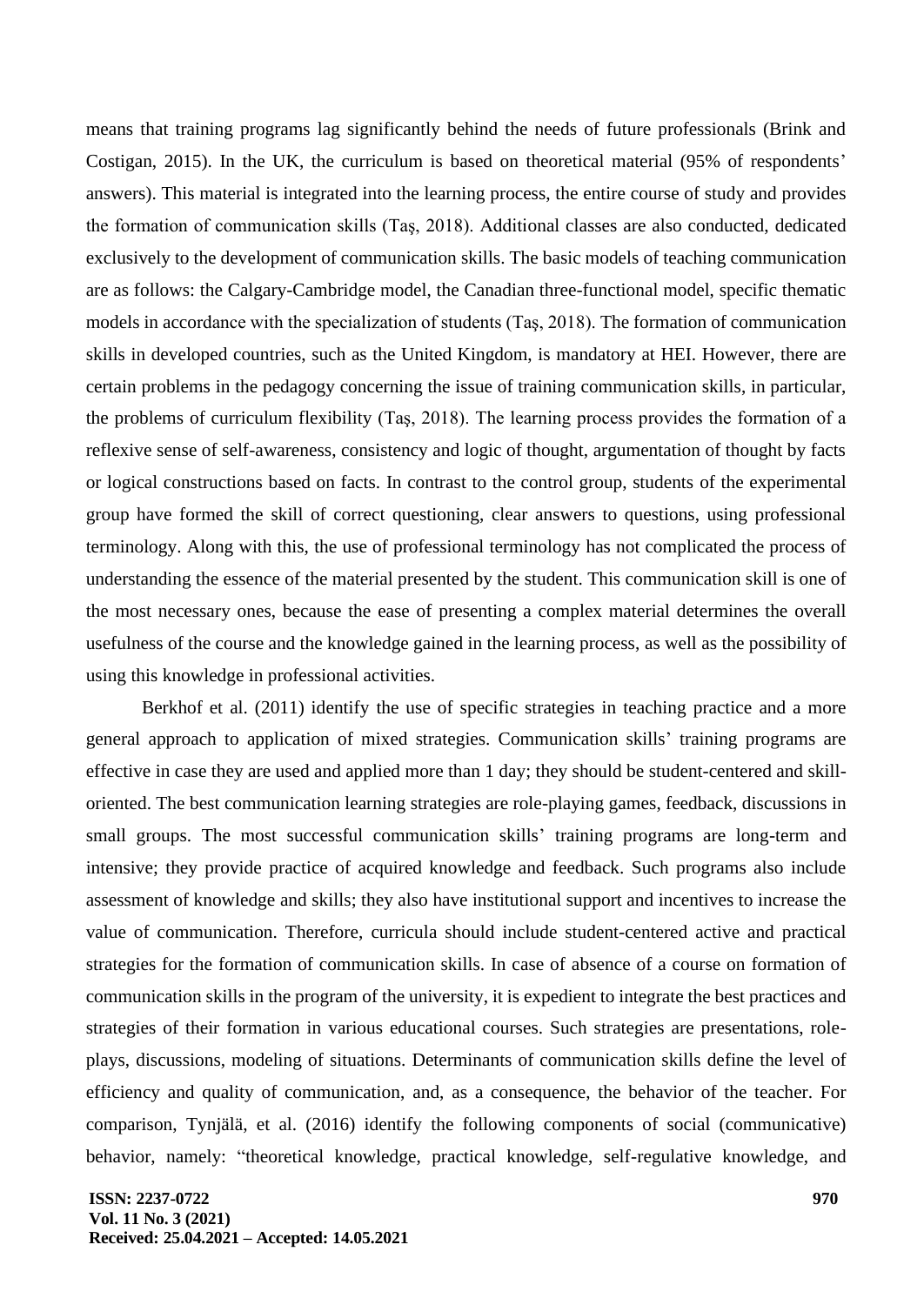means that training programs lag significantly behind the needs of future professionals (Brink and Costigan, 2015). In the UK, the curriculum is based on theoretical material (95% of respondents' answers). This material is integrated into the learning process, the entire course of study and provides the formation of communication skills (Taş, 2018). Additional classes are also conducted, dedicated exclusively to the development of communication skills. The basic models of teaching communication are as follows: the Calgary-Cambridge model, the Canadian three-functional model, specific thematic models in accordance with the specialization of students (Taş, 2018). The formation of communication skills in developed countries, such as the United Kingdom, is mandatory at HEI. However, there are certain problems in the pedagogy concerning the issue of training communication skills, in particular, the problems of curriculum flexibility (Taş, 2018). The learning process provides the formation of a reflexive sense of self-awareness, consistency and logic of thought, argumentation of thought by facts or logical constructions based on facts. In contrast to the control group, students of the experimental group have formed the skill of correct questioning, clear answers to questions, using professional terminology. Along with this, the use of professional terminology has not complicated the process of understanding the essence of the material presented by the student. This communication skill is one of the most necessary ones, because the ease of presenting a complex material determines the overall usefulness of the course and the knowledge gained in the learning process, as well as the possibility of using this knowledge in professional activities.

Berkhof et al. (2011) identify the use of specific strategies in teaching practice and a more general approach to application of mixed strategies. Communication skills' training programs are effective in case they are used and applied more than 1 day; they should be student-centered and skill-oriented. The best communication learning strategies are role-playing games, feedback, discussions in small groups. The most successful communication skills' training programs are long-term and intensive; they provide practice of acquired knowledge and feedback. Such programs also include assessment of knowledge and skills; they also have institutional support and incentives to increase the value of communication. Therefore, curricula should include student-centered active and practical strategies for the formation of communication skills. In case of absence of a course on formation of communication skills in the program of the university, it is expedient to integrate the best practices and strategies of their formation in various educational courses. Such strategies are presentations, role-plays, discussions, modeling of situations. Determinants of communication skills define the level of efficiency and quality of communication, and, as a consequence, the behavior of the teacher. For comparison, Tynjälä, et al. (2016) identify the following components of social (communicative) behavior, namely: "theoretical knowledge, practical knowledge, self-regulative knowledge, and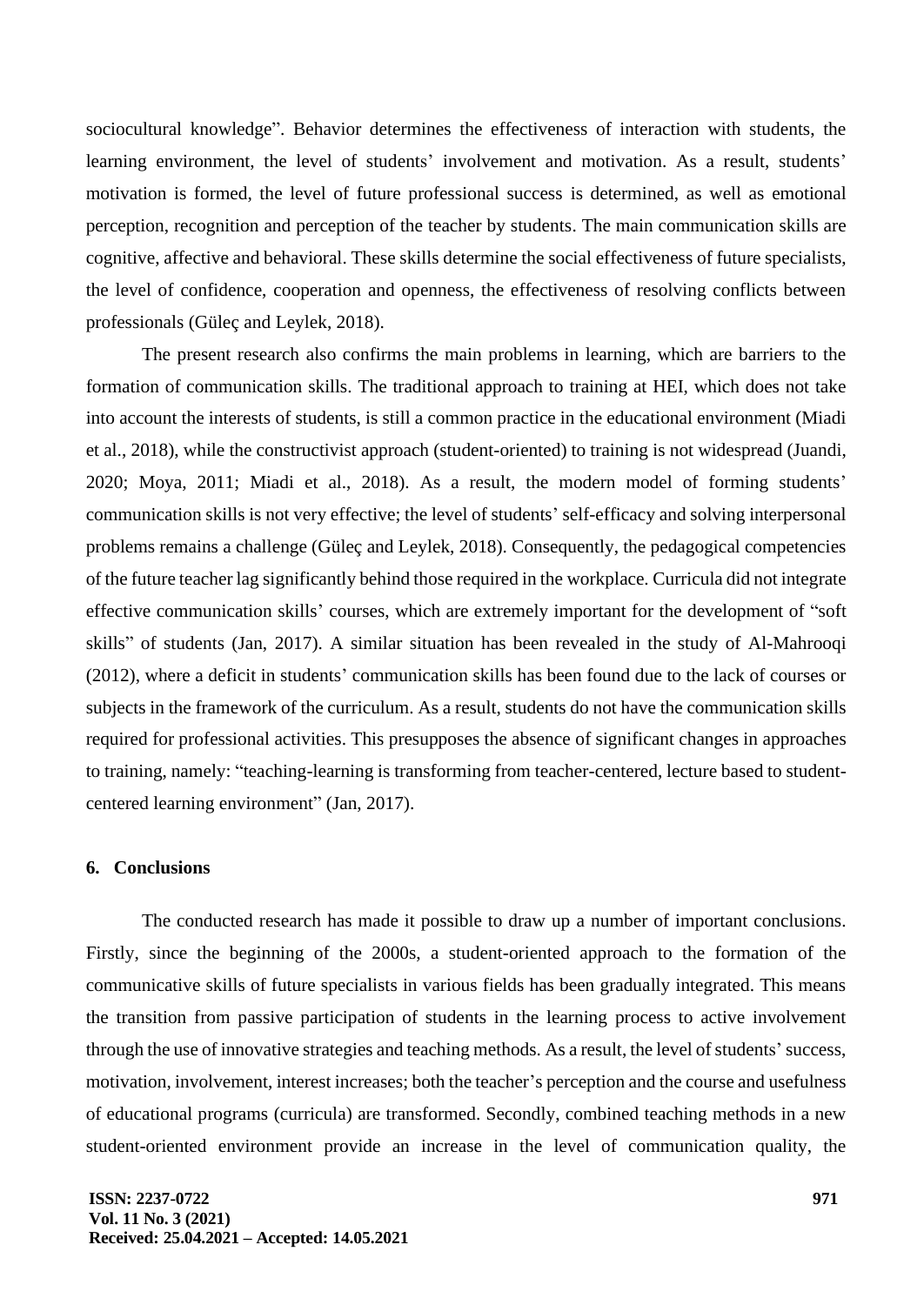sociocultural knowledge". Behavior determines the effectiveness of interaction with students, the learning environment, the level of students' involvement and motivation. As a result, students' motivation is formed, the level of future professional success is determined, as well as emotional perception, recognition and perception of the teacher by students. The main communication skills are cognitive, affective and behavioral. These skills determine the social effectiveness of future specialists, the level of confidence, cooperation and openness, the effectiveness of resolving conflicts between professionals (Güleç and Leylek, 2018).

The present research also confirms the main problems in learning, which are barriers to the formation of communication skills. The traditional approach to training at HEI, which does not take into account the interests of students, is still a common practice in the educational environment (Miadi et al., 2018), while the constructivist approach (student-oriented) to training is not widespread (Juandi, 2020; Moya, 2011; Miadi et al., 2018). As a result, the modern model of forming students' communication skills is not very effective; the level of students' self-efficacy and solving interpersonal problems remains a challenge (Güleç and Leylek, 2018). Consequently, the pedagogical competencies of the future teacher lag significantly behind those required in the workplace. Curricula did not integrate effective communication skills' courses, which are extremely important for the development of "soft skills" of students (Jan, 2017). A similar situation has been revealed in the study of Al-Mahrooqi (2012), where a deficit in students' communication skills has been found due to the lack of courses or subjects in the framework of the curriculum. As a result, students do not have the communication skills required for professional activities. This presupposes the absence of significant changes in approaches to training, namely: "teaching-learning is transforming from teacher-centered, lecture based to student-centered learning environment" (Jan, 2017).

## 6. Conclusions

The conducted research has made it possible to draw up a number of important conclusions. Firstly, since the beginning of the 2000s, a student-oriented approach to the formation of the communicative skills of future specialists in various fields has been gradually integrated. This means the transition from passive participation of students in the learning process to active involvement through the use of innovative strategies and teaching methods. As a result, the level of students' success, motivation, involvement, interest increases; both the teacher's perception and the course and usefulness of educational programs (curricula) are transformed. Secondly, combined teaching methods in a new student-oriented environment provide an increase in the level of communication quality, the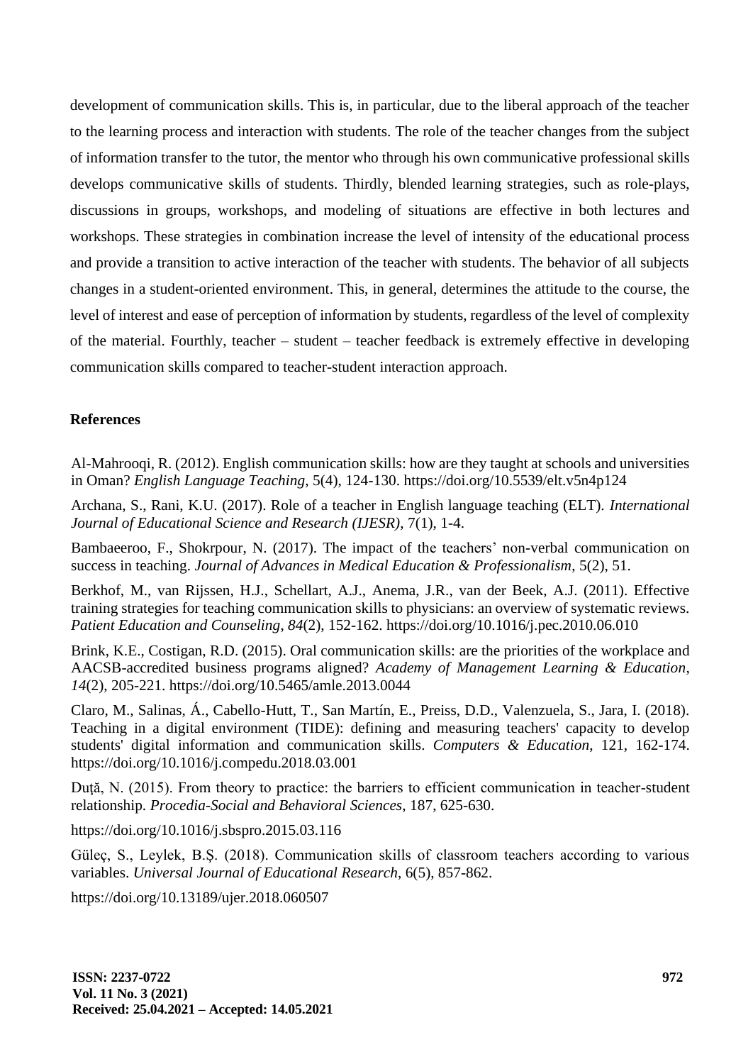development of communication skills. This is, in particular, due to the liberal approach of the teacher to the learning process and interaction with students. The role of the teacher changes from the subject of information transfer to the tutor, the mentor who through his own communicative professional skills develops communicative skills of students. Thirdly, blended learning strategies, such as role-plays, discussions in groups, workshops, and modeling of situations are effective in both lectures and workshops. These strategies in combination increase the level of intensity of the educational process and provide a transition to active interaction of the teacher with students. The behavior of all subjects changes in a student-oriented environment. This, in general, determines the attitude to the course, the level of interest and ease of perception of information by students, regardless of the level of complexity of the material. Fourthly, teacher – student – teacher feedback is extremely effective in developing communication skills compared to teacher-student interaction approach.

## References

Al-Mahrooqi, R. (2012). English communication skills: how are they taught at schools and universities in Oman? *English Language Teaching*, 5(4), 124-130. https://doi.org/10.5539/elt.v5n4p124

Archana, S., Rani, K.U. (2017). Role of a teacher in English language teaching (ELT). *International Journal of Educational Science and Research (IJESR)*, 7(1), 1-4.

Bambaeeroo, F., Shokrpour, N. (2017). The impact of the teachers' non-verbal communication on success in teaching. *Journal of Advances in Medical Education & Professionalism*, 5(2), 51.

Berkhof, M., van Rijssen, H.J., Schellart, A.J., Anema, J.R., van der Beek, A.J. (2011). Effective training strategies for teaching communication skills to physicians: an overview of systematic reviews. *Patient Education and Counseling*, *84*(2), 152-162. https://doi.org/10.1016/j.pec.2010.06.010

Brink, K.E., Costigan, R.D. (2015). Oral communication skills: are the priorities of the workplace and AACSB-accredited business programs aligned? *Academy of Management Learning & Education*, *14*(2), 205-221. https://doi.org/10.5465/amle.2013.0044

Claro, M., Salinas, Á., Cabello-Hutt, T., San Martín, E., Preiss, D.D., Valenzuela, S., Jara, I. (2018). Teaching in a digital environment (TIDE): defining and measuring teachers' capacity to develop students' digital information and communication skills. *Computers & Education*, 121, 162-174. https://doi.org/10.1016/j.compedu.2018.03.001

Duţă, N. (2015). From theory to practice: the barriers to efficient communication in teacher-student relationship. *Procedia-Social and Behavioral Sciences*, 187, 625-630.

https://doi.org/10.1016/j.sbspro.2015.03.116

Güleç, S., Leylek, B.Ş. (2018). Communication skills of classroom teachers according to various variables. *Universal Journal of Educational Research*, 6(5), 857-862.

https://doi.org/10.13189/ujer.2018.060507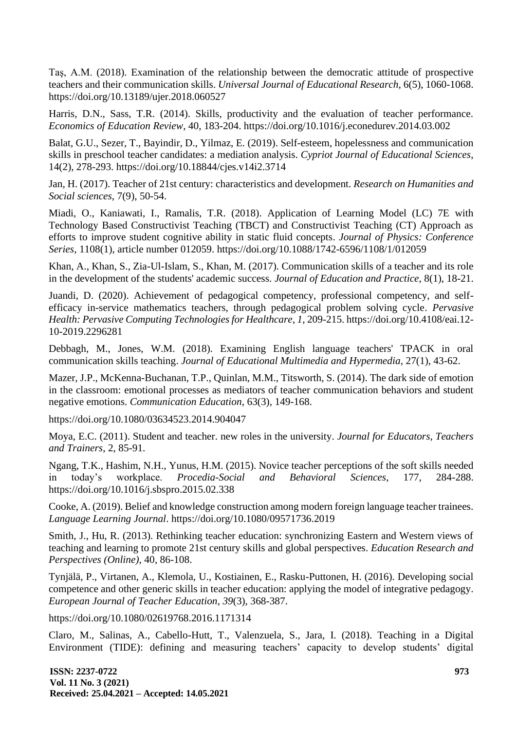Taş, A.M. (2018). Examination of the relationship between the democratic attitude of prospective teachers and their communication skills. *Universal Journal of Educational Research*, 6(5), 1060-1068. https://doi.org/10.13189/ujer.2018.060527

Harris, D.N., Sass, T.R. (2014). Skills, productivity and the evaluation of teacher performance. *Economics of Education Review*, 40, 183-204. https://doi.org/10.1016/j.econedurev.2014.03.002

Balat, G.U., Sezer, T., Bayindir, D., Yilmaz, E. (2019). Self-esteem, hopelessness and communication skills in preschool teacher candidates: a mediation analysis. *Cypriot Journal of Educational Sciences*, 14(2), 278-293. https://doi.org/10.18844/cjes.v14i2.3714

Jan, H. (2017). Teacher of 21st century: characteristics and development. *Research on Humanities and Social sciences*, 7(9), 50-54.

Miadi, O., Kaniawati, I., Ramalis, T.R. (2018). Application of Learning Model (LC) 7E with Technology Based Constructivist Teaching (TBCT) and Constructivist Teaching (CT) Approach as efforts to improve student cognitive ability in static fluid concepts. *Journal of Physics: Conference Series*, 1108(1), article number 012059. https://doi.org/10.1088/1742-6596/1108/1/012059

Khan, A., Khan, S., Zia-Ul-Islam, S., Khan, M. (2017). Communication skills of a teacher and its role in the development of the students' academic success. *Journal of Education and Practice*, 8(1), 18-21.

Juandi, D. (2020). Achievement of pedagogical competency, professional competency, and self-efficacy in-service mathematics teachers, through pedagogical problem solving cycle. *Pervasive Health: Pervasive Computing Technologies for Healthcare*, *1*, 209-215. https://doi.org/10.4108/eai.12-10-2019.2296281

Debbagh, M., Jones, W.M. (2018). Examining English language teachers' TPACK in oral communication skills teaching. *Journal of Educational Multimedia and Hypermedia*, 27(1), 43-62.

Mazer, J.P., McKenna-Buchanan, T.P., Quinlan, M.M., Titsworth, S. (2014). The dark side of emotion in the classroom: emotional processes as mediators of teacher communication behaviors and student negative emotions. *Communication Education*, 63(3), 149-168.

https://doi.org/10.1080/03634523.2014.904047

Moya, E.C. (2011). Student and teacher. new roles in the university. *Journal for Educators, Teachers and Trainers*, 2, 85-91.

Ngang, T.K., Hashim, N.H., Yunus, H.M. (2015). Novice teacher perceptions of the soft skills needed in today's workplace. *Procedia-Social and Behavioral Sciences*, 177, 284-288. https://doi.org/10.1016/j.sbspro.2015.02.338

Cooke, A. (2019). Belief and knowledge construction among modern foreign language teacher trainees. *Language Learning Journal*. https://doi.org/10.1080/09571736.2019

Smith, J., Hu, R. (2013). Rethinking teacher education: synchronizing Eastern and Western views of teaching and learning to promote 21st century skills and global perspectives. *Education Research and Perspectives (Online)*, 40, 86-108.

Tynjälä, P., Virtanen, A., Klemola, U., Kostiainen, E., Rasku-Puttonen, H. (2016). Developing social competence and other generic skills in teacher education: applying the model of integrative pedagogy. *European Journal of Teacher Education*, *39*(3), 368-387.

https://doi.org/10.1080/02619768.2016.1171314

Claro, M., Salinas, A., Cabello-Hutt, T., Valenzuela, S., Jara, I. (2018). Teaching in a Digital Environment (TIDE): defining and measuring teachers' capacity to develop students' digital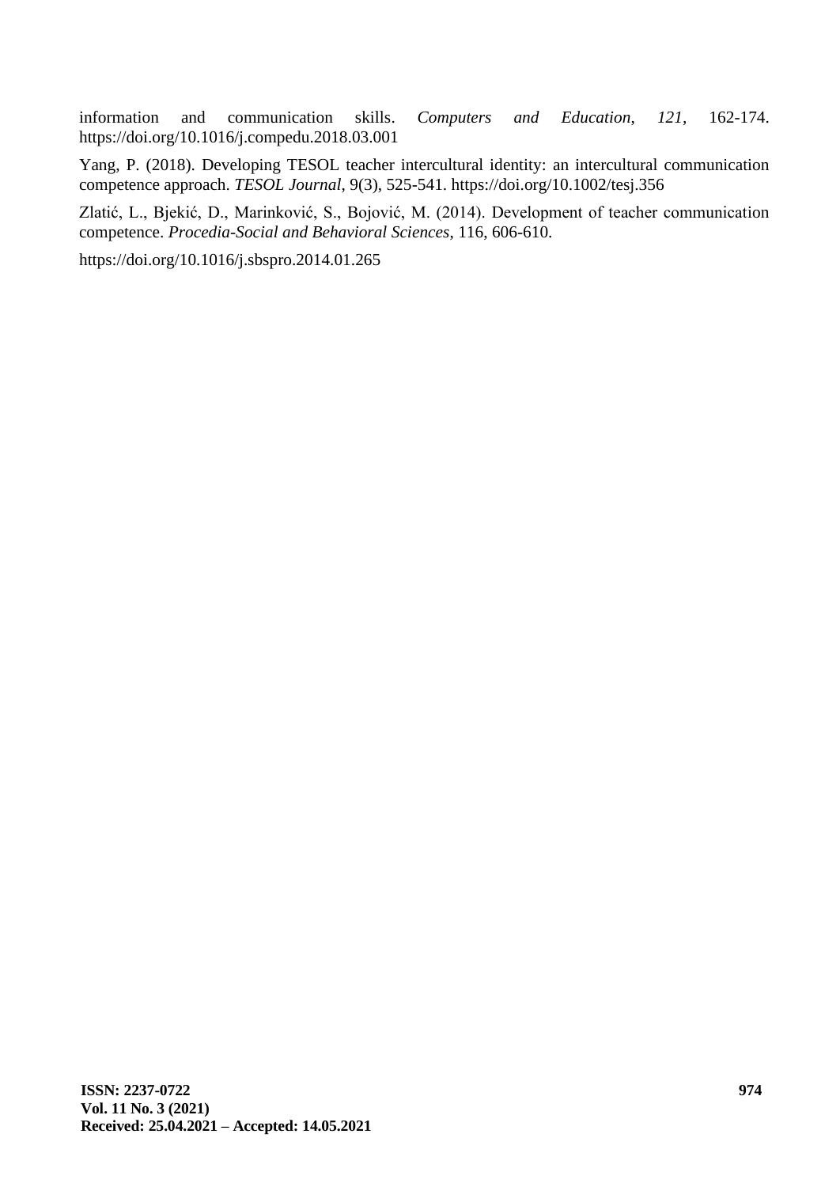information and communication skills. *Computers and Education*, *121*, 162-174. https://doi.org/10.1016/j.compedu.2018.03.001

Yang, P. (2018). Developing TESOL teacher intercultural identity: an intercultural communication competence approach. *TESOL Journal*, 9(3), 525-541. https://doi.org/10.1002/tesj.356

Zlatić, L., Bjekić, D., Marinković, S., Bojović, M. (2014). Development of teacher communication competence. *Procedia-Social and Behavioral Sciences*, 116, 606-610.

https://doi.org/10.1016/j.sbspro.2014.01.265